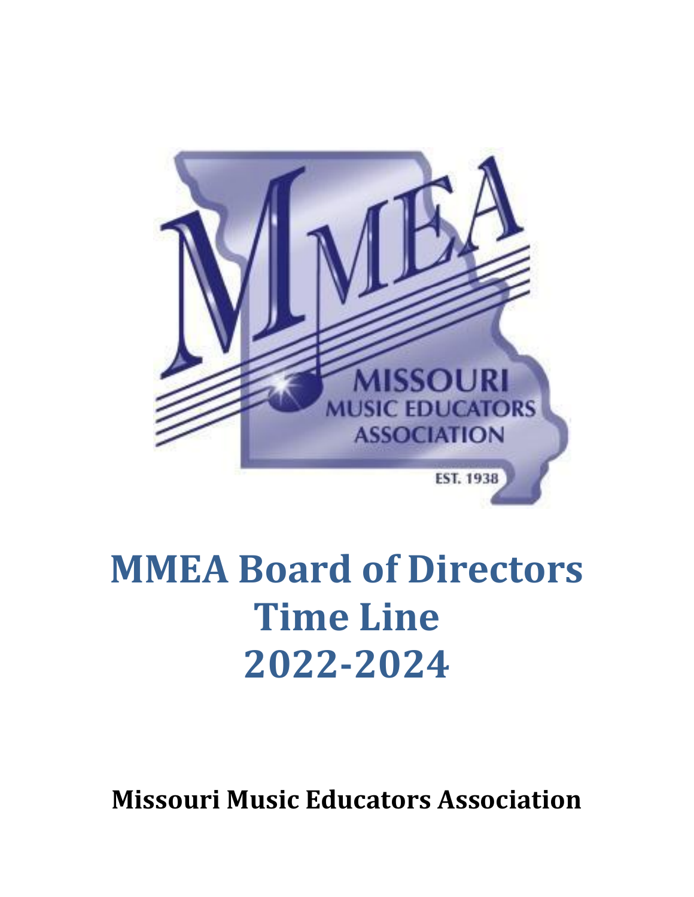# MMEA Board of Directors Time Line 2022-2024

**Missouri Music Educators Association**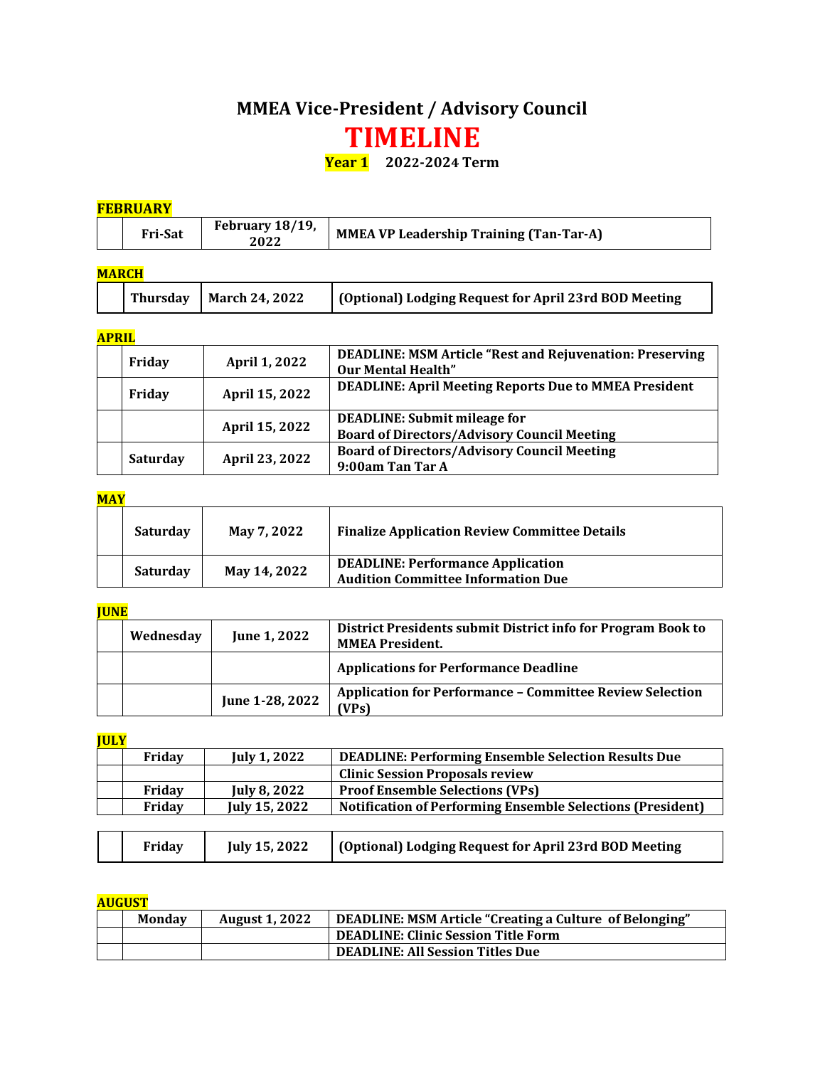## MMEA Vice-President / Advisory Council

# TIMELINE

**Year 1** **2022-2024 Term**

**FEBRUARY**

| | | | |
|---|---|---|---|
| | Fri-Sat | February 18/19, 2022 | MMEA VP Leadership Training (Tan-Tar-A) |

**MARCH**

| | | | |
|---|---|---|---|
| | Thursday | March 24, 2022 | (Optional) Lodging Request for April 23rd BOD Meeting |

**APRIL**

| | | | |
|---|---|---|---|
| | Friday | April 1, 2022 | DEADLINE: MSM Article "Rest and Rejuvenation: Preserving Our Mental Health" |
| | Friday | April 15, 2022 | DEADLINE: April Meeting Reports Due to MMEA President |
| | | April 15, 2022 | DEADLINE: Submit mileage for Board of Directors/Advisory Council Meeting |
| | Saturday | April 23, 2022 | Board of Directors/Advisory Council Meeting 9:00am Tan Tar A |

**MAY**

| | | | |
|---|---|---|---|
| | Saturday | May 7, 2022 | Finalize Application Review Committee Details |
| | Saturday | May 14, 2022 | DEADLINE: Performance Application Audition Committee Information Due |

**JUNE**

| | | | |
|---|---|---|---|
| | Wednesday | June 1, 2022 | District Presidents submit District info for Program Book to MMEA President. |
| | | | Applications for Performance Deadline |
| | | June 1-28, 2022 | Application for Performance – Committee Review Selection (VPs) |

**JULY**

| | | | |
|---|---|---|---|
| | Friday | July 1, 2022 | DEADLINE: Performing Ensemble Selection Results Due |
| | | | Clinic Session Proposals review |
| | Friday | July 8, 2022 | Proof Ensemble Selections (VPs) |
| | Friday | July 15, 2022 | Notification of Performing Ensemble Selections (President) |

| | | | |
|---|---|---|---|
| | Friday | July 15, 2022 | (Optional) Lodging Request for April 23rd BOD Meeting |

**AUGUST**

| | | | |
|---|---|---|---|
| | Monday | August 1, 2022 | DEADLINE: MSM Article "Creating a Culture of Belonging" |
| | | | DEADLINE: Clinic Session Title Form |
| | | | DEADLINE: All Session Titles Due |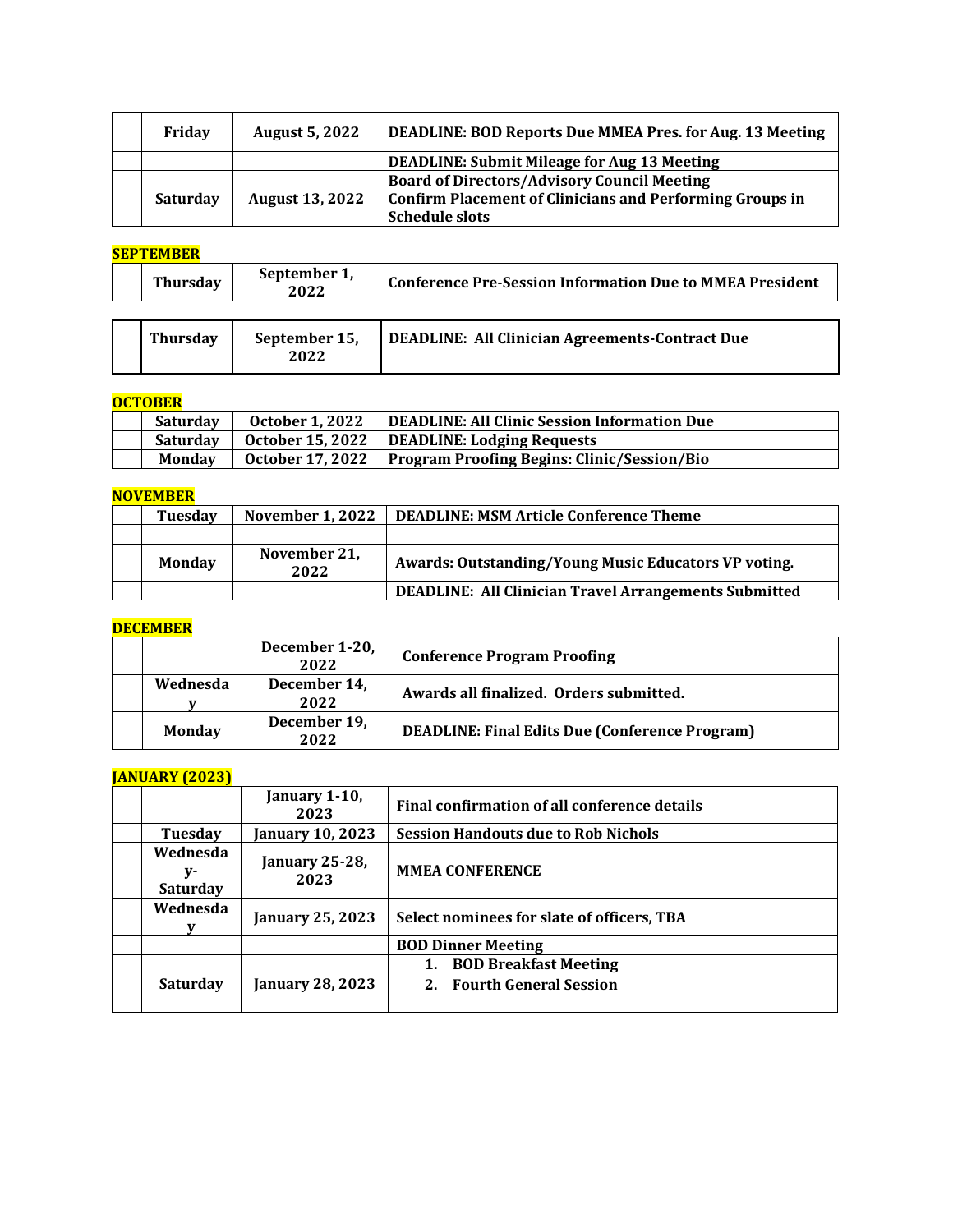| | Friday | August 5, 2022 | DEADLINE: BOD Reports Due MMEA Pres. for Aug. 13 Meeting |
|---|---|---|---|
| | | | DEADLINE: Submit Mileage for Aug 13 Meeting |
| | Saturday | August 13, 2022 | Board of Directors/Advisory Council Meeting<br>Confirm Placement of Clinicians and Performing Groups in Schedule slots |

**SEPTEMBER**

| | Thursday | September 1, 2022 | Conference Pre-Session Information Due to MMEA President |
|---|---|---|---|

| | Thursday | September 15, 2022 | DEADLINE: All Clinician Agreements-Contract Due |
|---|---|---|---|

**OCTOBER**

| | Saturday | October 1, 2022 | DEADLINE: All Clinic Session Information Due |
|---|---|---|---|
| | Saturday | October 15, 2022 | DEADLINE: Lodging Requests |
| | Monday | October 17, 2022 | Program Proofing Begins: Clinic/Session/Bio |

**NOVEMBER**

| | Tuesday | November 1, 2022 | DEADLINE: MSM Article Conference Theme |
|---|---|---|---|
| | | | |
| | Monday | November 21, 2022 | Awards: Outstanding/Young Music Educators VP voting. |
| | | | DEADLINE: All Clinician Travel Arrangements Submitted |

**DECEMBER**

| | | December 1-20, 2022 | Conference Program Proofing |
|---|---|---|---|
| | Wednesday | December 14, 2022 | Awards all finalized. Orders submitted. |
| | Monday | December 19, 2022 | DEADLINE: Final Edits Due (Conference Program) |

**JANUARY (2023)**

| | | January 1-10, 2023 | Final confirmation of all conference details |
|---|---|---|---|
| | Tuesday | January 10, 2023 | Session Handouts due to Rob Nichols |
| | Wednesday-Saturday | January 25-28, 2023 | MMEA CONFERENCE |
| | Wednesday | January 25, 2023 | Select nominees for slate of officers, TBA |
| | | | BOD Dinner Meeting |
| | Saturday | January 28, 2023 | 1. BOD Breakfast Meeting<br>2. Fourth General Session |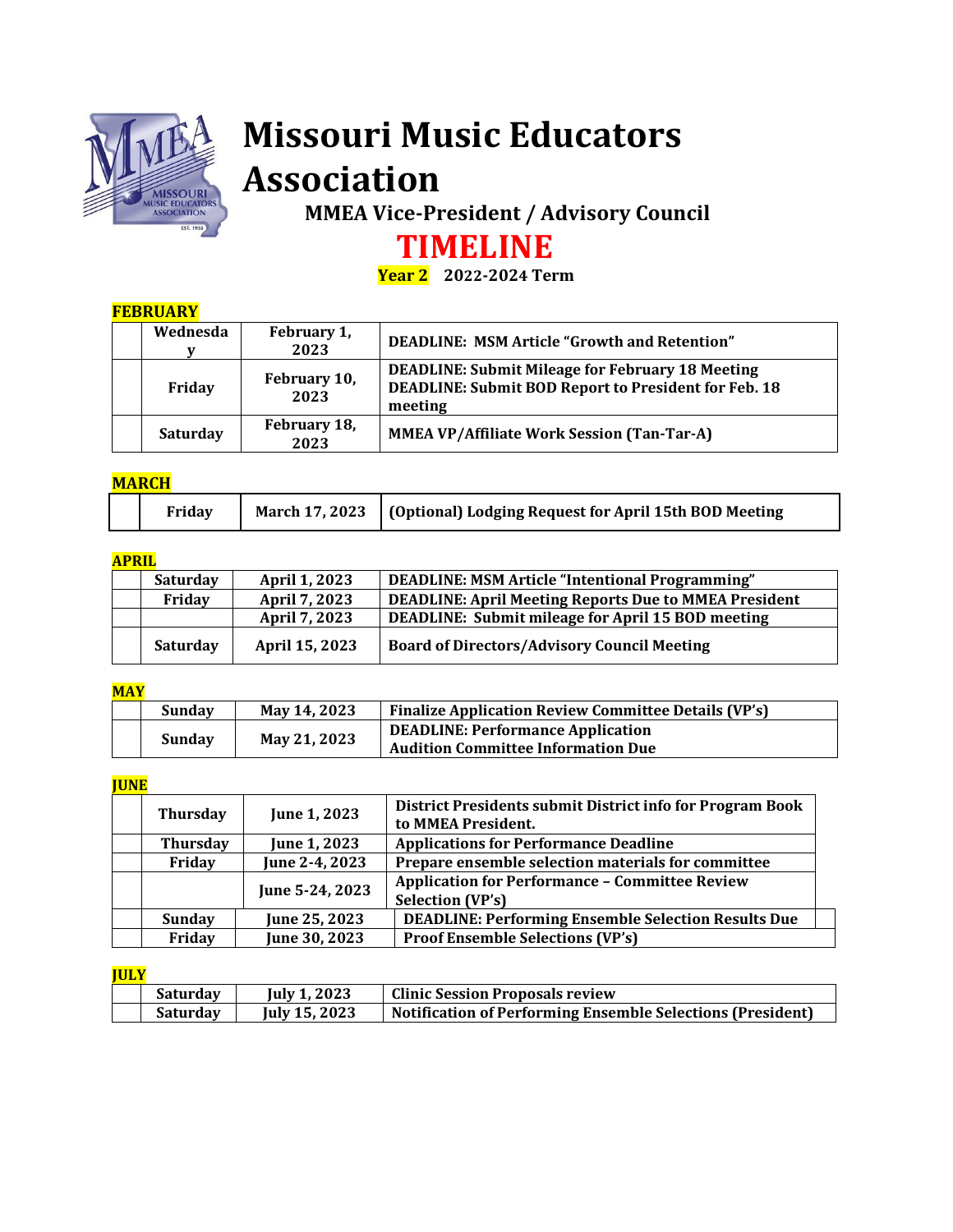# Missouri Music Educators Association

**MMEA Vice-President / Advisory Council**

## TIMELINE

**Year 2** **2022-2024 Term**

### FEBRUARY

| | Day | Date | Item |
|---|---|---|---|
| | Wednesday | February 1, 2023 | DEADLINE: MSM Article "Growth and Retention" |
| | Friday | February 10, 2023 | DEADLINE: Submit Mileage for February 18 Meeting<br>DEADLINE: Submit BOD Report to President for Feb. 18 meeting |
| | Saturday | February 18, 2023 | MMEA VP/Affiliate Work Session (Tan-Tar-A) |

### MARCH

| | Day | Date | Item |
|---|---|---|---|
| | Friday | March 17, 2023 | (Optional) Lodging Request for April 15th BOD Meeting |

### APRIL

| | Day | Date | Item |
|---|---|---|---|
| | Saturday | April 1, 2023 | DEADLINE: MSM Article "Intentional Programming" |
| | Friday | April 7, 2023 | DEADLINE: April Meeting Reports Due to MMEA President |
| | | April 7, 2023 | DEADLINE: Submit mileage for April 15 BOD meeting |
| | Saturday | April 15, 2023 | Board of Directors/Advisory Council Meeting |

### MAY

| | Day | Date | Item |
|---|---|---|---|
| | Sunday | May 14, 2023 | Finalize Application Review Committee Details (VP's) |
| | Sunday | May 21, 2023 | DEADLINE: Performance Application<br>Audition Committee Information Due |

### JUNE

| | Day | Date | Item |
|---|---|---|---|
| | Thursday | June 1, 2023 | District Presidents submit District info for Program Book to MMEA President. |
| | Thursday | June 1, 2023 | Applications for Performance Deadline |
| | Friday | June 2-4, 2023 | Prepare ensemble selection materials for committee |
| | | June 5-24, 2023 | Application for Performance – Committee Review Selection (VP's) |
| | Sunday | June 25, 2023 | DEADLINE: Performing Ensemble Selection Results Due |
| | Friday | June 30, 2023 | Proof Ensemble Selections (VP's) |

### JULY

| | Day | Date | Item |
|---|---|---|---|
| | Saturday | July 1, 2023 | Clinic Session Proposals review |
| | Saturday | July 15, 2023 | Notification of Performing Ensemble Selections (President) |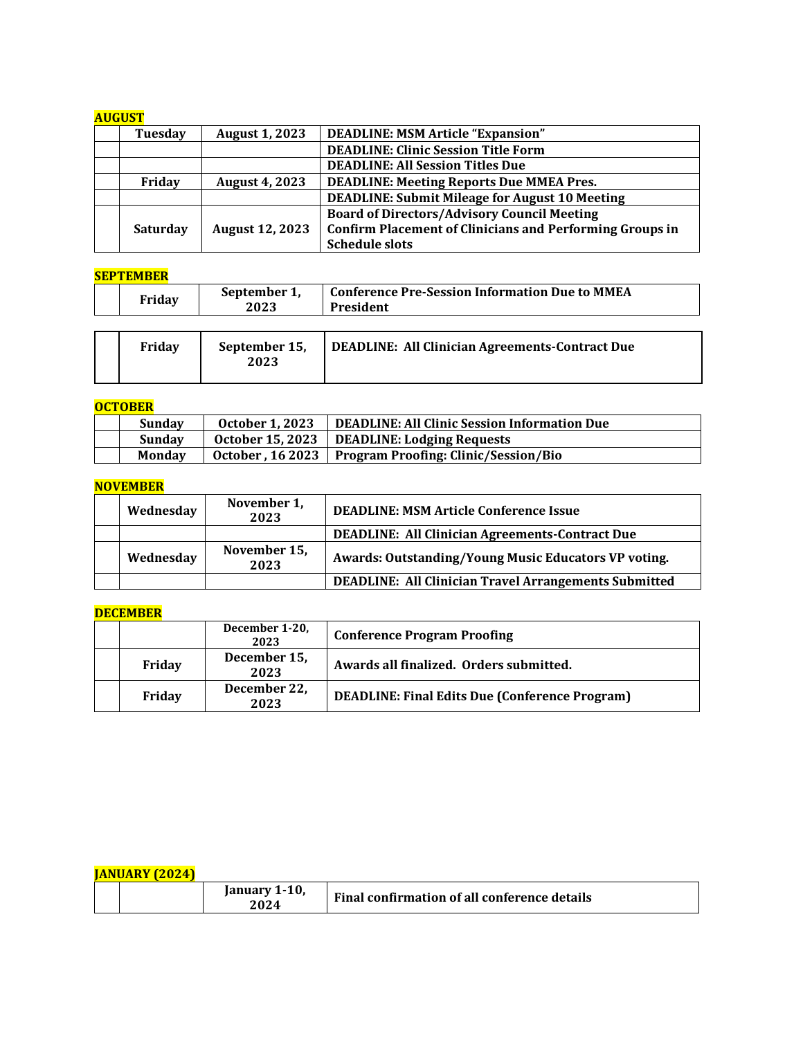**AUGUST**

| | | | |
|---|---|---|---|
| | Tuesday | August 1, 2023 | DEADLINE: MSM Article “Expansion” |
| | | | DEADLINE: Clinic Session Title Form |
| | | | DEADLINE: All Session Titles Due |
| | Friday | August 4, 2023 | DEADLINE: Meeting Reports Due MMEA Pres. |
| | | | DEADLINE: Submit Mileage for August 10 Meeting |
| | Saturday | August 12, 2023 | Board of Directors/Advisory Council Meeting<br>Confirm Placement of Clinicians and Performing Groups in Schedule slots |

**SEPTEMBER**

| | | | |
|---|---|---|---|
| | Friday | September 1, 2023 | Conference Pre-Session Information Due to MMEA President |

| | | | |
|---|---|---|---|
| | Friday | September 15, 2023 | DEADLINE: All Clinician Agreements-Contract Due |

**OCTOBER**

| | | | |
|---|---|---|---|
| | Sunday | October 1, 2023 | DEADLINE: All Clinic Session Information Due |
| | Sunday | October 15, 2023 | DEADLINE: Lodging Requests |
| | Monday | October , 16 2023 | Program Proofing: Clinic/Session/Bio |

**NOVEMBER**

| | | | |
|---|---|---|---|
| | Wednesday | November 1, 2023 | DEADLINE: MSM Article Conference Issue |
| | | | DEADLINE: All Clinician Agreements-Contract Due |
| | Wednesday | November 15, 2023 | Awards: Outstanding/Young Music Educators VP voting. |
| | | | DEADLINE: All Clinician Travel Arrangements Submitted |

**DECEMBER**

| | | | |
|---|---|---|---|
| | | December 1-20, 2023 | Conference Program Proofing |
| | Friday | December 15, 2023 | Awards all finalized. Orders submitted. |
| | Friday | December 22, 2023 | DEADLINE: Final Edits Due (Conference Program) |

**JANUARY (2024)**

| | | | |
|---|---|---|---|
| | | January 1-10, 2024 | Final confirmation of all conference details |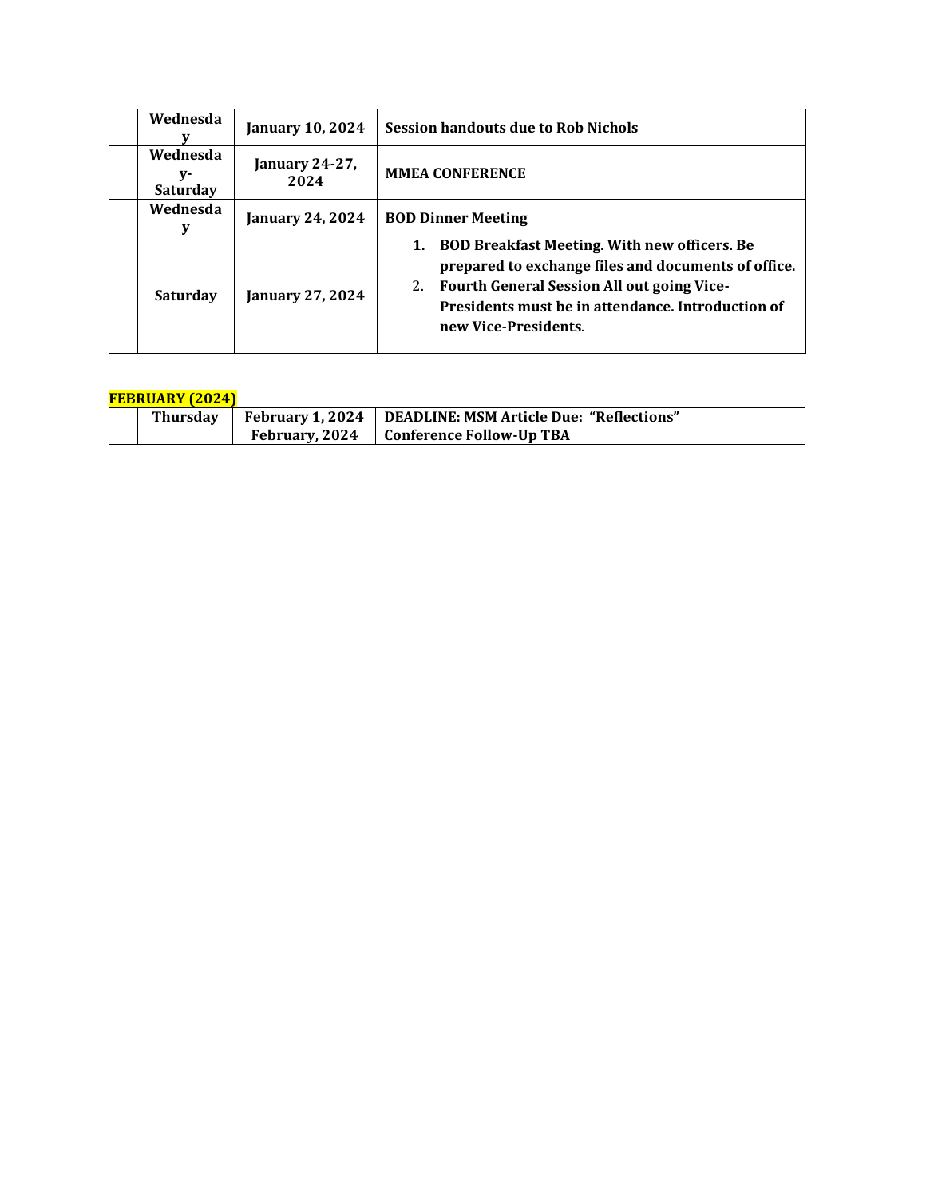| | | | |
|---|---|---|---|
| | Wednesday | January 10, 2024 | **Session handouts due to Rob Nichols** |
| | Wednesday-Saturday | January 24-27, 2024 | **MMEA CONFERENCE** |
| | Wednesday | January 24, 2024 | **BOD Dinner Meeting** |
| | Saturday | January 27, 2024 | 1. **BOD Breakfast Meeting. With new officers. Be prepared to exchange files and documents of office.** 2. **Fourth General Session All out going Vice-Presidents must be in attendance. Introduction of new Vice-Presidents.** |

**FEBRUARY (2024)**

| | | | |
|---|---|---|---|
| | Thursday | February 1, 2024 | **DEADLINE: MSM Article Due: "Reflections"** |
| | | February, 2024 | **Conference Follow-Up TBA** |